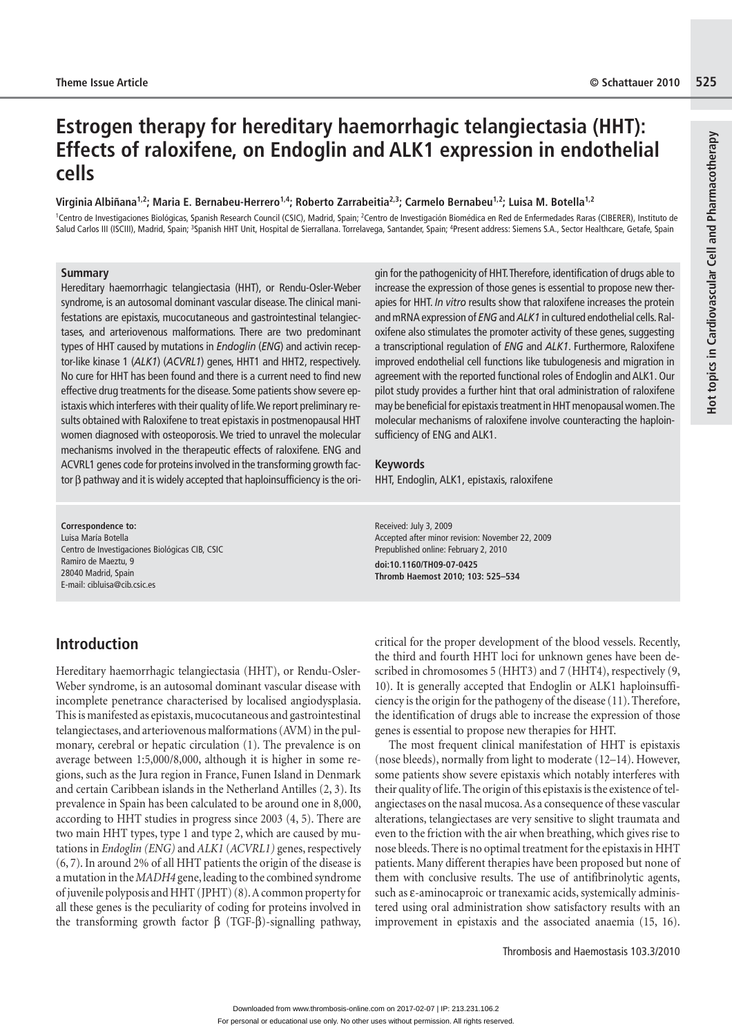# Estrogen therapy for hereditary haemorrhagic telangiectasia (HHT): Effects of raloxifene, on Endoglin and ALK1 expression in endothelial cells

**Virginia Albiñana[1,2]; Maria E. Bernabeu-Herrero[1,4]; Roberto Zarrabeitia[2,3]; Carmelo Bernabeu[1,2]; Luisa M. Botella[1,2]**

[1]Centro de Investigaciones Biológicas, Spanish Research Council (CSIC), Madrid, Spain; [2]Centro de Investigación Biomédica en Red de Enfermedades Raras (CIBERER), Instituto de Salud Carlos III (ISCIII), Madrid, Spain; [3]Spanish HHT Unit, Hospital de Sierrallana. Torrelavega, Santander, Spain; [4]Present address: Siemens S.A., Sector Healthcare, Getafe, Spain

## Summary

Hereditary haemorrhagic telangiectasia (HHT), or Rendu-Osler-Weber syndrome, is an autosomal dominant vascular disease. The clinical manifestations are epistaxis, mucocutaneous and gastrointestinal telangiectases, and arteriovenous malformations. There are two predominant types of HHT caused by mutations in *Endoglin* (*ENG*) and activin receptor-like kinase 1 (*ALK1*) (*ACVRL1*) genes, HHT1 and HHT2, respectively. No cure for HHT has been found and there is a current need to find new effective drug treatments for the disease. Some patients show severe epistaxis which interferes with their quality of life. We report preliminary results obtained with Raloxifene to treat epistaxis in postmenopausal HHT women diagnosed with osteoporosis. We tried to unravel the molecular mechanisms involved in the therapeutic effects of raloxifene. ENG and ACVRL1 genes code for proteins involved in the transforming growth factor β pathway and it is widely accepted that haploinsufficiency is the origin for the pathogenicity of HHT. Therefore, identification of drugs able to increase the expression of those genes is essential to propose new therapies for HHT. *In vitro* results show that raloxifene increases the protein and mRNA expression of *ENG* and *ALK1* in cultured endothelial cells. Raloxifene also stimulates the promoter activity of these genes, suggesting a transcriptional regulation of *ENG* and *ALK1*. Furthermore, Raloxifene improved endothelial cell functions like tubulogenesis and migration in agreement with the reported functional roles of Endoglin and ALK1. Our pilot study provides a further hint that oral administration of raloxifene may be beneficial for epistaxis treatment in HHT menopausal women. The molecular mechanisms of raloxifene involve counteracting the haploinsufficiency of ENG and ALK1.

## Keywords

HHT, Endoglin, ALK1, epistaxis, raloxifene

**Correspondence to:**
Luisa María Botella
Centro de Investigaciones Biológicas CIB, CSIC
Ramiro de Maeztu, 9
28040 Madrid, Spain
E-mail: cibluisa@cib.csic.es

Received: July 3, 2009
Accepted after minor revision: November 22, 2009
Prepublished online: February 2, 2010
**doi:10.1160/TH09-07-0425**
**Thromb Haemost 2010; 103: 525–534**

## Introduction

Hereditary haemorrhagic telangiectasia (HHT), or Rendu-Osler-Weber syndrome, is an autosomal dominant vascular disease with incomplete penetrance characterised by localised angiodysplasia. This is manifested as epistaxis, mucocutaneous and gastrointestinal telangiectases, and arteriovenous malformations (AVM) in the pulmonary, cerebral or hepatic circulation (1). The prevalence is on average between 1:5,000/8,000, although it is higher in some regions, such as the Jura region in France, Funen Island in Denmark and certain Caribbean islands in the Netherland Antilles (2, 3). Its prevalence in Spain has been calculated to be around one in 8,000, according to HHT studies in progress since 2003 (4, 5). There are two main HHT types, type 1 and type 2, which are caused by mutations in *Endoglin (ENG)* and *ALK1* (*ACVRL1*) genes, respectively (6, 7). In around 2% of all HHT patients the origin of the disease is a mutation in the *MADH4* gene, leading to the combined syndrome of juvenile polyposis and HHT (JPHT) (8). A common property for all these genes is the peculiarity of coding for proteins involved in the transforming growth factor β (TGF-β)-signalling pathway, critical for the proper development of the blood vessels. Recently, the third and fourth HHT loci for unknown genes have been described in chromosomes 5 (HHT3) and 7 (HHT4), respectively (9, 10). It is generally accepted that Endoglin or ALK1 haploinsufficiency is the origin for the pathogeny of the disease (11). Therefore, the identification of drugs able to increase the expression of those genes is essential to propose new therapies for HHT.

The most frequent clinical manifestation of HHT is epistaxis (nose bleeds), normally from light to moderate (12–14). However, some patients show severe epistaxis which notably interferes with their quality of life. The origin of this epistaxis is the existence of telangiectases on the nasal mucosa. As a consequence of these vascular alterations, telangiectases are very sensitive to slight traumata and even to the friction with the air when breathing, which gives rise to nose bleeds. There is no optimal treatment for the epistaxis in HHT patients. Many different therapies have been proposed but none of them with conclusive results. The use of antifibrinolytic agents, such as ε-aminocaproic or tranexamic acids, systemically administered using oral administration show satisfactory results with an improvement in epistaxis and the associated anaemia (15, 16).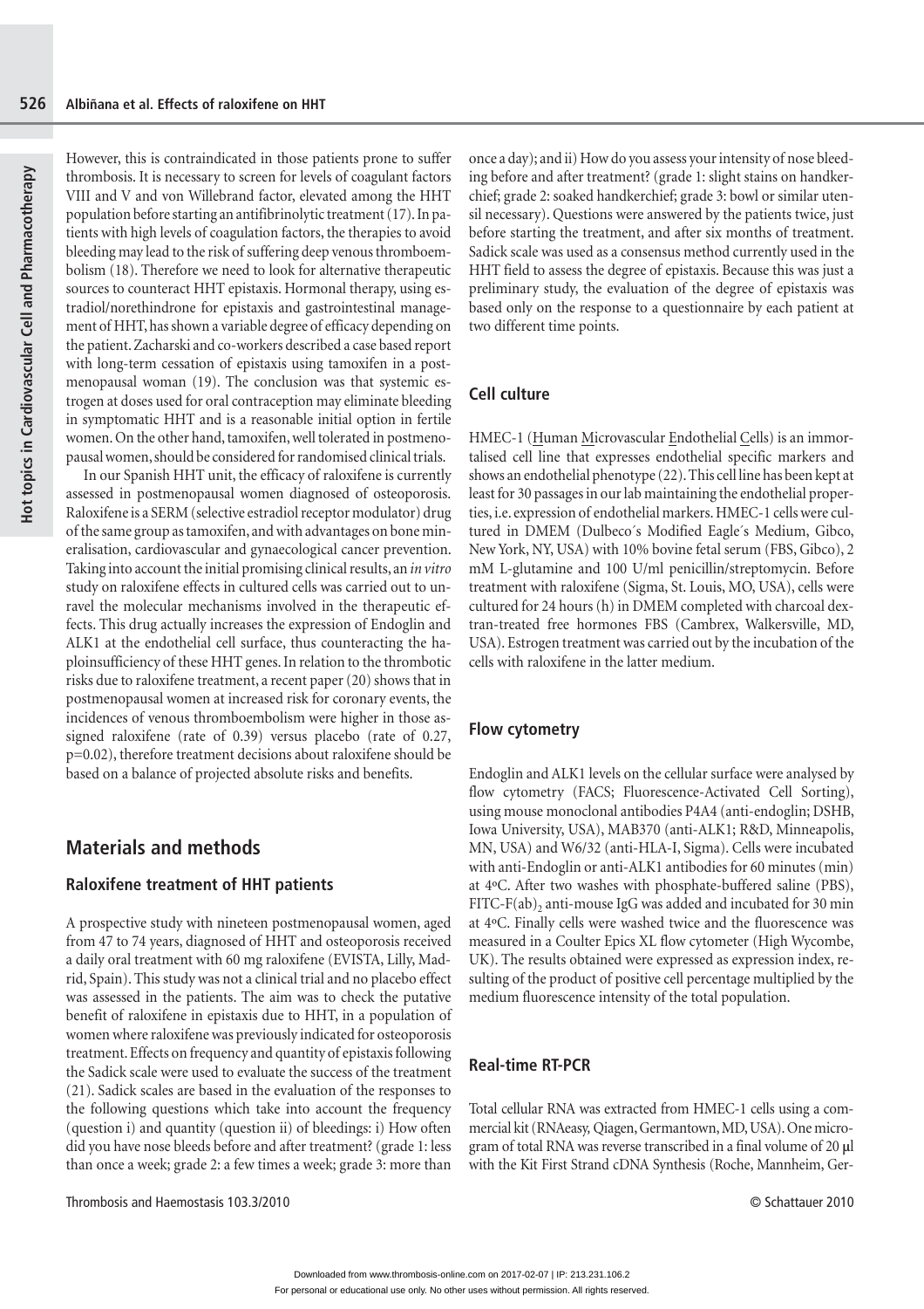However, this is contraindicated in those patients prone to suffer thrombosis. It is necessary to screen for levels of coagulant factors VIII and V and von Willebrand factor, elevated among the HHT population before starting an antifibrinolytic treatment (17). In patients with high levels of coagulation factors, the therapies to avoid bleeding may lead to the risk of suffering deep venous thromboembolism (18). Therefore we need to look for alternative therapeutic sources to counteract HHT epistaxis. Hormonal therapy, using estradiol/norethindrone for epistaxis and gastrointestinal management of HHT, has shown a variable degree of efficacy depending on the patient. Zacharski and co-workers described a case based report with long-term cessation of epistaxis using tamoxifen in a postmenopausal woman (19). The conclusion was that systemic estrogen at doses used for oral contraception may eliminate bleeding in symptomatic HHT and is a reasonable initial option in fertile women. On the other hand, tamoxifen, well tolerated in postmenopausal women, should be considered for randomised clinical trials.

In our Spanish HHT unit, the efficacy of raloxifene is currently assessed in postmenopausal women diagnosed of osteoporosis. Raloxifene is a SERM (selective estradiol receptor modulator) drug of the same group as tamoxifen, and with advantages on bone mineralisation, cardiovascular and gynaecological cancer prevention. Taking into account the initial promising clinical results, an *in vitro* study on raloxifene effects in cultured cells was carried out to unravel the molecular mechanisms involved in the therapeutic effects. This drug actually increases the expression of Endoglin and ALK1 at the endothelial cell surface, thus counteracting the haploinsufficiency of these HHT genes. In relation to the thrombotic risks due to raloxifene treatment, a recent paper (20) shows that in postmenopausal women at increased risk for coronary events, the incidences of venous thromboembolism were higher in those assigned raloxifene (rate of 0.39) versus placebo (rate of 0.27, p=0.02), therefore treatment decisions about raloxifene should be based on a balance of projected absolute risks and benefits.

## Materials and methods

### Raloxifene treatment of HHT patients

A prospective study with nineteen postmenopausal women, aged from 47 to 74 years, diagnosed of HHT and osteoporosis received a daily oral treatment with 60 mg raloxifene (EVISTA, Lilly, Madrid, Spain). This study was not a clinical trial and no placebo effect was assessed in the patients. The aim was to check the putative benefit of raloxifene in epistaxis due to HHT, in a population of women where raloxifene was previously indicated for osteoporosis treatment. Effects on frequency and quantity of epistaxis following the Sadick scale were used to evaluate the success of the treatment (21). Sadick scales are based in the evaluation of the responses to the following questions which take into account the frequency (question i) and quantity (question ii) of bleedings: i) How often did you have nose bleeds before and after treatment? (grade 1: less than once a week; grade 2: a few times a week; grade 3: more than once a day); and ii) How do you assess your intensity of nose bleeding before and after treatment? (grade 1: slight stains on handkerchief; grade 2: soaked handkerchief; grade 3: bowl or similar utensil necessary). Questions were answered by the patients twice, just before starting the treatment, and after six months of treatment. Sadick scale was used as a consensus method currently used in the HHT field to assess the degree of epistaxis. Because this was just a preliminary study, the evaluation of the degree of epistaxis was based only on the response to a questionnaire by each patient at two different time points.

### Cell culture

HMEC-1 (Human Microvascular Endothelial Cells) is an immortalised cell line that expresses endothelial specific markers and shows an endothelial phenotype (22). This cell line has been kept at least for 30 passages in our lab maintaining the endothelial properties, i.e. expression of endothelial markers. HMEC-1 cells were cultured in DMEM (Dulbeco´s Modified Eagle´s Medium, Gibco, New York, NY, USA) with 10% bovine fetal serum (FBS, Gibco), 2 mM L-glutamine and 100 U/ml penicillin/streptomycin. Before treatment with raloxifene (Sigma, St. Louis, MO, USA), cells were cultured for 24 hours (h) in DMEM completed with charcoal dextran-treated free hormones FBS (Cambrex, Walkersville, MD, USA). Estrogen treatment was carried out by the incubation of the cells with raloxifene in the latter medium.

### Flow cytometry

Endoglin and ALK1 levels on the cellular surface were analysed by flow cytometry (FACS; Fluorescence-Activated Cell Sorting), using mouse monoclonal antibodies P4A4 (anti-endoglin; DSHB, Iowa University, USA), MAB370 (anti-ALK1; R&D, Minneapolis, MN, USA) and W6/32 (anti-HLA-I, Sigma). Cells were incubated with anti-Endoglin or anti-ALK1 antibodies for 60 minutes (min) at 4ºC. After two washes with phosphate-buffered saline (PBS), FITC-F$(ab)_2$ anti-mouse IgG was added and incubated for 30 min at 4ºC. Finally cells were washed twice and the fluorescence was measured in a Coulter Epics XL flow cytometer (High Wycombe, UK). The results obtained were expressed as expression index, resulting of the product of positive cell percentage multiplied by the medium fluorescence intensity of the total population.

### Real-time RT-PCR

Total cellular RNA was extracted from HMEC-1 cells using a commercial kit (RNAeasy, Qiagen, Germantown, MD, USA). One microgram of total RNA was reverse transcribed in a final volume of 20 µl with the Kit First Strand cDNA Synthesis (Roche, Mannheim, Ger-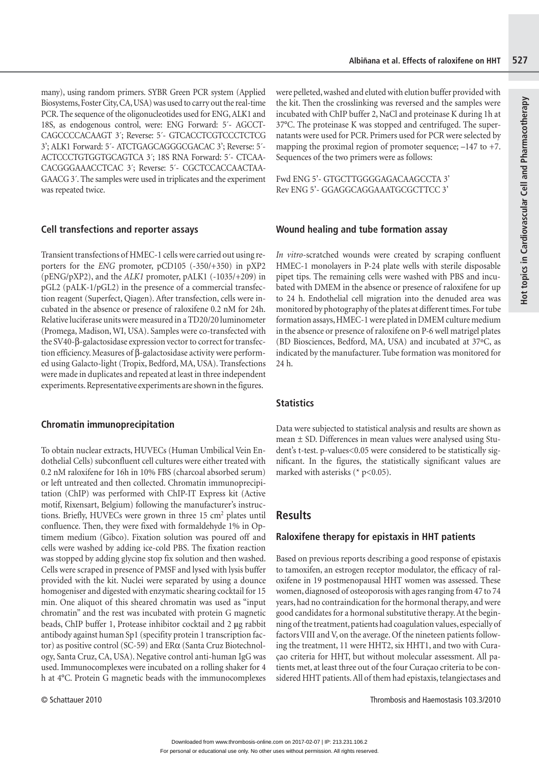many), using random primers. SYBR Green PCR system (Applied Biosystems, Foster City, CA, USA) was used to carry out the real-time PCR. The sequence of the oligonucleotides used for ENG, ALK1 and 18S, as endogenous control, were: ENG Forward: 5´- AGCCT-CAGCCCCACAAGT 3´; Reverse: 5´- GTCACCTCGTCCCTCTCG 3'; ALK1 Forward: 5´- ATCTGAGCAGGGCGACAC 3'; Reverse: 5´- ACTCCCTGTGGTGCAGTCA 3´; 18S RNA Forward: 5´- CTCAA-CACGGGAAACCTCAC 3´; Reverse: 5´- CGCTCCACCAACTAA-GAACG 3´. The samples were used in triplicates and the experiment was repeated twice.

## Cell transfections and reporter assays

Transient transfections of HMEC-1 cells were carried out using reporters for the *ENG* promoter, pCD105 (-350/+350) in pXP2 (pENG/pXP2), and the *ALK1* promoter, pALK1 (-1035/+209) in pGL2 (pALK-1/pGL2) in the presence of a commercial transfection reagent (Superfect, Qiagen). After transfection, cells were incubated in the absence or presence of raloxifene 0.2 nM for 24h. Relative luciferase units were measured in a TD20/20 luminometer (Promega, Madison, WI, USA). Samples were co-transfected with the SV40-β-galactosidase expression vector to correct for transfection efficiency. Measures of β-galactosidase activity were performed using Galacto-light (Tropix, Bedford, MA, USA). Transfections were made in duplicates and repeated at least in three independent experiments. Representative experiments are shown in the figures.

## Chromatin immunoprecipitation

To obtain nuclear extracts, HUVECs (Human Umbilical Vein Endothelial Cells) subconfluent cell cultures were either treated with 0.2 nM raloxifene for 16h in 10% FBS (charcoal absorbed serum) or left untreated and then collected. Chromatin immunoprecipitation (ChIP) was performed with ChIP-IT Express kit (Active motif, Rixensart, Belgium) following the manufacturer's instructions. Briefly, HUVECs were grown in three 15 $cm^2$ plates until confluence. Then, they were fixed with formaldehyde 1% in Optimem medium (Gibco). Fixation solution was poured off and cells were washed by adding ice-cold PBS. The fixation reaction was stopped by adding glycine stop fix solution and then washed. Cells were scraped in presence of PMSF and lysed with lysis buffer provided with the kit. Nuclei were separated by using a dounce homogeniser and digested with enzymatic shearing cocktail for 15 min. One aliquot of this sheared chromatin was used as "input chromatin" and the rest was incubated with protein G magnetic beads, ChIP buffer 1, Protease inhibitor cocktail and 2 μg rabbit antibody against human Sp1 (specifity protein 1 transcription factor) as positive control (SC-59) and ERα (Santa Cruz Biotechnology, Santa Cruz, CA, USA). Negative control anti-human IgG was used. Immunocomplexes were incubated on a rolling shaker for 4 h at 4°C. Protein G magnetic beads with the immunocomplexes were pelleted, washed and eluted with elution buffer provided with the kit. Then the crosslinking was reversed and the samples were incubated with ChIP buffer 2, NaCl and proteinase K during 1h at 37°C. The proteinase K was stopped and centrifuged. The supernatants were used for PCR. Primers used for PCR were selected by mapping the proximal region of promoter sequence; –147 to +7. Sequences of the two primers were as follows:

Fwd ENG 5'- GTGCTTGGGGAGACAAGCCTA 3'
Rev ENG 5'- GGAGGCAGGAAATGCGCTTCC 3'

## Wound healing and tube formation assay

*In vitro*-scratched wounds were created by scraping confluent HMEC-1 monolayers in P-24 plate wells with sterile disposable pipet tips. The remaining cells were washed with PBS and incubated with DMEM in the absence or presence of raloxifene for up to 24 h. Endothelial cell migration into the denuded area was monitored by photography of the plates at different times. For tube formation assays, HMEC-1 were plated in DMEM culture medium in the absence or presence of raloxifene on P-6 well matrigel plates (BD Biosciences, Bedford, MA, USA) and incubated at 37ºC, as indicated by the manufacturer. Tube formation was monitored for 24 h.

## Statistics

Data were subjected to statistical analysis and results are shown as mean ± SD. Differences in mean values were analysed using Student's t-test. p-values<0.05 were considered to be statistically significant. In the figures, the statistically significant values are marked with asterisks (* $p<0.05$).

# Results

## Raloxifene therapy for epistaxis in HHT patients

Based on previous reports describing a good response of epistaxis to tamoxifen, an estrogen receptor modulator, the efficacy of raloxifene in 19 postmenopausal HHT women was assessed. These women, diagnosed of osteoporosis with ages ranging from 47 to 74 years, had no contraindication for the hormonal therapy, and were good candidates for a hormonal substitutive therapy. At the beginning of the treatment, patients had coagulation values, especially of factors VIII and V, on the average. Of the nineteen patients following the treatment, 11 were HHT2, six HHT1, and two with Curaçao criteria for HHT, but without molecular assessment. All patients met, at least three out of the four Curaçao criteria to be considered HHT patients. All of them had epistaxis, telangiectases and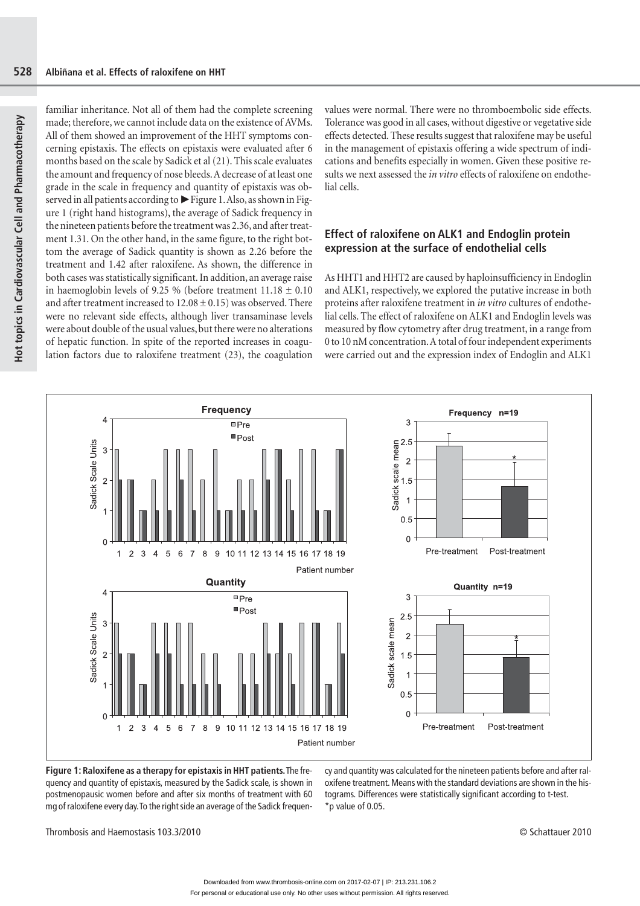familiar inheritance. Not all of them had the complete screening made; therefore, we cannot include data on the existence of AVMs. All of them showed an improvement of the HHT symptoms concerning epistaxis. The effects on epistaxis were evaluated after 6 months based on the scale by Sadick et al (21). This scale evaluates the amount and frequency of nose bleeds. A decrease of at least one grade in the scale in frequency and quantity of epistaxis was observed in all patients according to ▶Figure 1. Also, as shown in Figure 1 (right hand histograms), the average of Sadick frequency in the nineteen patients before the treatment was 2.36, and after treatment 1.31. On the other hand, in the same figure, to the right bottom the average of Sadick quantity is shown as 2.26 before the treatment and 1.42 after raloxifene. As shown, the difference in both cases was statistically significant. In addition, an average raise in haemoglobin levels of 9.25 % (before treatment 11.18 ± 0.10 and after treatment increased to 12.08 ± 0.15) was observed. There were no relevant side effects, although liver transaminase levels were about double of the usual values, but there were no alterations of hepatic function. In spite of the reported increases in coagulation factors due to raloxifene treatment (23), the coagulation values were normal. There were no thromboembolic side effects. Tolerance was good in all cases, without digestive or vegetative side effects detected. These results suggest that raloxifene may be useful in the management of epistaxis offering a wide spectrum of indications and benefits especially in women. Given these positive results we next assessed the *in vitro* effects of raloxifene on endothelial cells.

## Effect of raloxifene on ALK1 and Endoglin protein expression at the surface of endothelial cells

As HHT1 and HHT2 are caused by haploinsufficiency in Endoglin and ALK1, respectively, we explored the putative increase in both proteins after raloxifene treatment in *in vitro* cultures of endothelial cells. The effect of raloxifene on ALK1 and Endoglin levels was measured by flow cytometry after drug treatment, in a range from 0 to 10 nM concentration. A total of four independent experiments were carried out and the expression index of Endoglin and ALK1

**Figure 1: Raloxifene as a therapy for epistaxis in HHT patients.** The frequency and quantity of epistaxis, measured by the Sadick scale, is shown in postmenopausic women before and after six months of treatment with 60 mg of raloxifene every day. To the right side an average of the Sadick frequency and quantity was calculated for the nineteen patients before and after raloxifene treatment. Means with the standard deviations are shown in the histograms. Differences were statistically significant according to t-test. *p value of 0.05.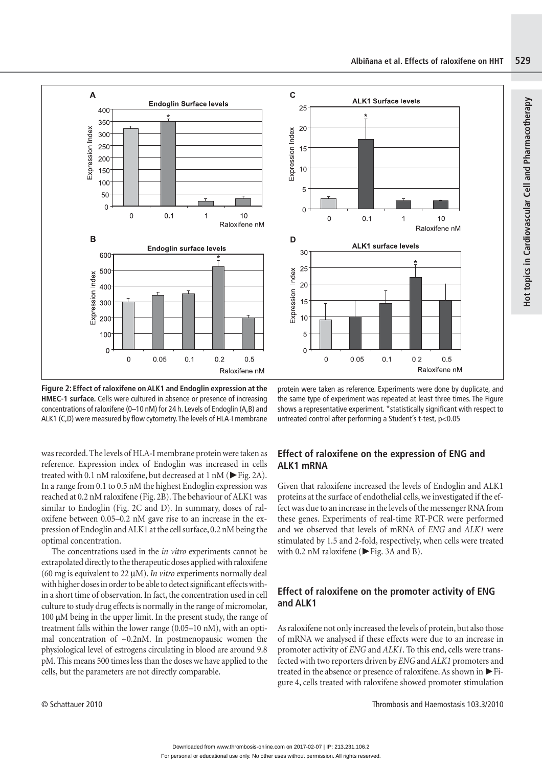Figure 2: Effect of raloxifene on ALK1 and Endoglin expression at the HMEC-1 surface. Cells were cultured in absence or presence of increasing concentrations of raloxifene (0–10 nM) for 24 h. Levels of Endoglin (A,B) and ALK1 (C,D) were measured by flow cytometry. The levels of HLA-I membrane protein were taken as reference. Experiments were done by duplicate, and the same type of experiment was repeated at least three times. The Figure shows a representative experiment. *statistically significant with respect to untreated control after performing a Student's t-test, $p<0.05$

was recorded. The levels of HLA-I membrane protein were taken as reference. Expression index of Endoglin was increased in cells treated with 0.1 nM raloxifene, but decreased at 1 nM (►Fig. 2A). In a range from 0.1 to 0.5 nM the highest Endoglin expression was reached at 0.2 nM raloxifene (Fig. 2B). The behaviour of ALK1 was similar to Endoglin (Fig. 2C and D). In summary, doses of raloxifene between 0.05–0.2 nM gave rise to an increase in the expression of Endoglin and ALK1 at the cell surface, 0.2 nM being the optimal concentration.

The concentrations used in the *in vitro* experiments cannot be extrapolated directly to the therapeutic doses applied with raloxifene (60 mg is equivalent to 22 μM). *In vitro* experiments normally deal with higher doses in order to be able to detect significant effects within a short time of observation. In fact, the concentration used in cell culture to study drug effects is normally in the range of micromolar, 100 μM being in the upper limit. In the present study, the range of treatment falls within the lower range (0.05–10 nM), with an optimal concentration of ~0.2nM. In postmenopausic women the physiological level of estrogens circulating in blood are around 9.8 pM. This means 500 times less than the doses we have applied to the cells, but the parameters are not directly comparable.

## Effect of raloxifene on the expression of ENG and ALK1 mRNA

Given that raloxifene increased the levels of Endoglin and ALK1 proteins at the surface of endothelial cells, we investigated if the effect was due to an increase in the levels of the messenger RNA from these genes. Experiments of real-time RT-PCR were performed and we observed that levels of mRNA of *ENG* and *ALK1* were stimulated by 1.5 and 2-fold, respectively, when cells were treated with 0.2 nM raloxifene (►Fig. 3A and B).

## Effect of raloxifene on the promoter activity of ENG and ALK1

As raloxifene not only increased the levels of protein, but also those of mRNA we analysed if these effects were due to an increase in promoter activity of *ENG* and *ALK1*. To this end, cells were transfected with two reporters driven by *ENG* and *ALK1* promoters and treated in the absence or presence of raloxifene. As shown in ►Figure 4, cells treated with raloxifene showed promoter stimulation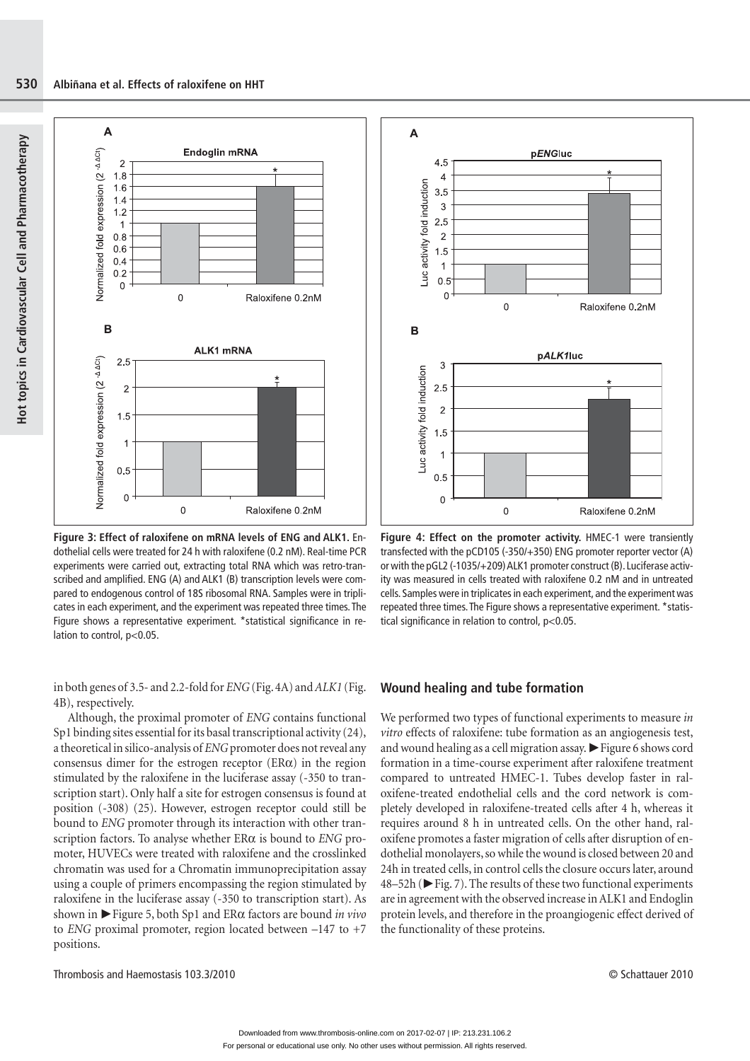**Figure 3: Effect of raloxifene on mRNA levels of ENG and ALK1.** Endothelial cells were treated for 24 h with raloxifene (0.2 nM). Real-time PCR experiments were carried out, extracting total RNA which was retro-transcribed and amplified. ENG (A) and ALK1 (B) transcription levels were compared to endogenous control of 18S ribosomal RNA. Samples were in triplicates in each experiment, and the experiment was repeated three times. The Figure shows a representative experiment. *statistical significance in relation to control, $p<0.05$.

**Figure 4: Effect on the promoter activity.** HMEC-1 were transiently transfected with the pCD105 (-350/+350) ENG promoter reporter vector (A) or with the pGL2 (-1035/+209) ALK1 promoter construct (B). Luciferase activity was measured in cells treated with raloxifene 0.2 nM and in untreated cells. Samples were in triplicates in each experiment, and the experiment was repeated three times. The Figure shows a representative experiment. *statistical significance in relation to control, $p<0.05$.

in both genes of 3.5- and 2.2-fold for *ENG* (Fig. 4A) and *ALK1* (Fig. 4B), respectively.

Although, the proximal promoter of *ENG* contains functional Sp1 binding sites essential for its basal transcriptional activity (24), a theoretical in silico-analysis of *ENG* promoter does not reveal any consensus dimer for the estrogen receptor (ERα) in the region stimulated by the raloxifene in the luciferase assay (-350 to transcription start). Only half a site for estrogen consensus is found at position (-308) (25). However, estrogen receptor could still be bound to *ENG* promoter through its interaction with other transcription factors. To analyse whether ERα is bound to *ENG* promoter, HUVECs were treated with raloxifene and the crosslinked chromatin was used for a Chromatin immunoprecipitation assay using a couple of primers encompassing the region stimulated by raloxifene in the luciferase assay (-350 to transcription start). As shown in ►Figure 5, both Sp1 and ERα factors are bound *in vivo* to *ENG* proximal promoter, region located between –147 to +7 positions.

## Wound healing and tube formation

We performed two types of functional experiments to measure *in vitro* effects of raloxifene: tube formation as an angiogenesis test, and wound healing as a cell migration assay. ►Figure 6 shows cord formation in a time-course experiment after raloxifene treatment compared to untreated HMEC-1. Tubes develop faster in raloxifene-treated endothelial cells and the cord network is completely developed in raloxifene-treated cells after 4 h, whereas it requires around 8 h in untreated cells. On the other hand, raloxifene promotes a faster migration of cells after disruption of endothelial monolayers, so while the wound is closed between 20 and 24h in treated cells, in control cells the closure occurs later, around 48–52h (►Fig. 7). The results of these two functional experiments are in agreement with the observed increase in ALK1 and Endoglin protein levels, and therefore in the proangiogenic effect derived of the functionality of these proteins.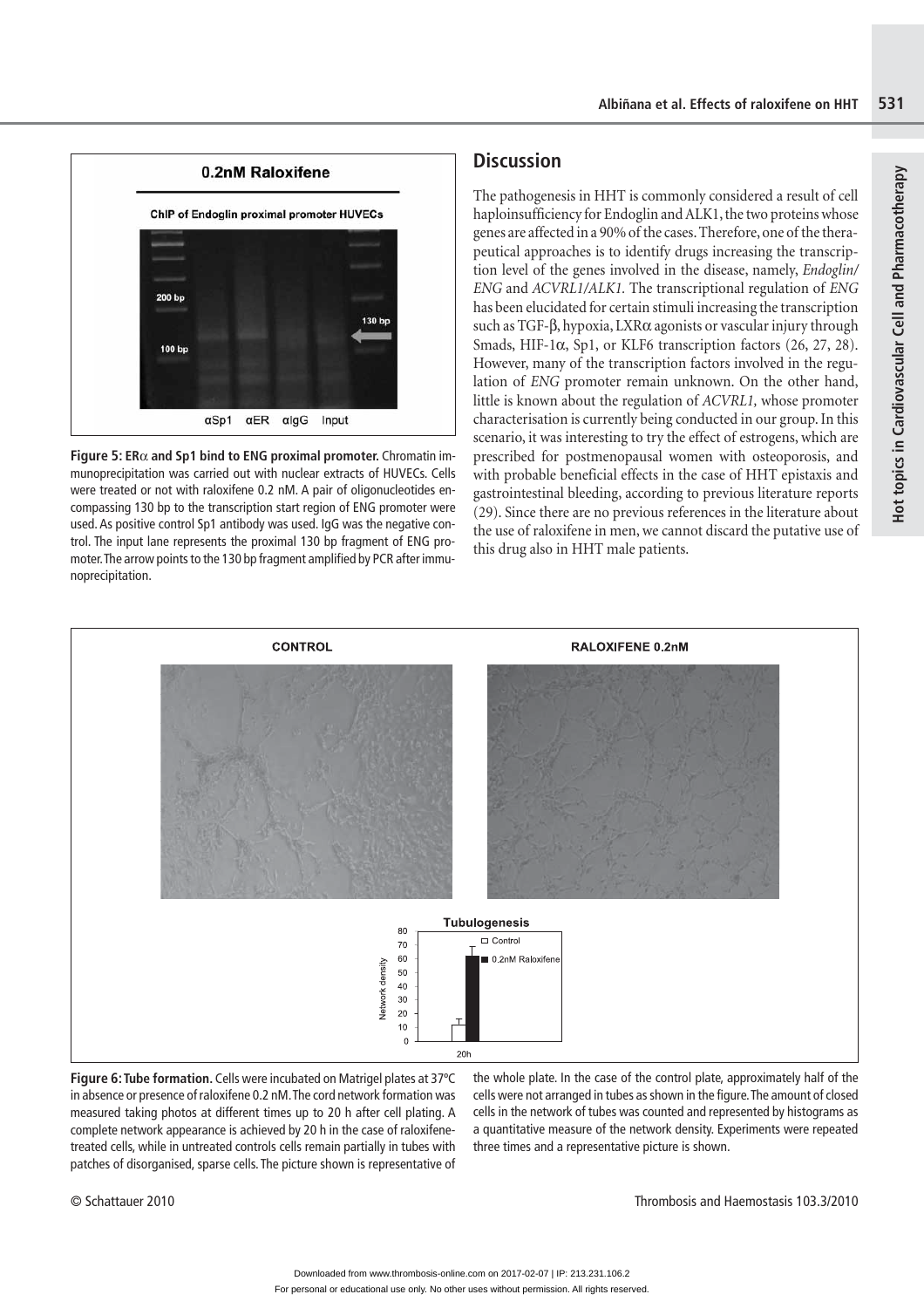**Figure 5: ERα and Sp1 bind to ENG proximal promoter.** Chromatin immunoprecipitation was carried out with nuclear extracts of HUVECs. Cells were treated or not with raloxifene 0.2 nM. A pair of oligonucleotides encompassing 130 bp to the transcription start region of ENG promoter were used. As positive control Sp1 antibody was used. IgG was the negative control. The input lane represents the proximal 130 bp fragment of ENG promoter. The arrow points to the 130 bp fragment amplified by PCR after immunoprecipitation.

## Discussion

The pathogenesis in HHT is commonly considered a result of cell haploinsufficiency for Endoglin and ALK1, the two proteins whose genes are affected in a 90% of the cases. Therefore, one of the therapeutical approaches is to identify drugs increasing the transcription level of the genes involved in the disease, namely, *Endoglin/ENG* and *ACVRL1/ALK1.* The transcriptional regulation of *ENG* has been elucidated for certain stimuli increasing the transcription such as TGF-β, hypoxia, LXRα agonists or vascular injury through Smads, HIF-1α, Sp1, or KLF6 transcription factors (26, 27, 28). However, many of the transcription factors involved in the regulation of *ENG* promoter remain unknown. On the other hand, little is known about the regulation of *ACVRL1,* whose promoter characterisation is currently being conducted in our group. In this scenario, it was interesting to try the effect of estrogens, which are prescribed for postmenopausal women with osteoporosis, and with probable beneficial effects in the case of HHT epistaxis and gastrointestinal bleeding, according to previous literature reports (29). Since there are no previous references in the literature about the use of raloxifene in men, we cannot discard the putative use of this drug also in HHT male patients.

**Figure 6: Tube formation.** Cells were incubated on Matrigel plates at 37°C in absence or presence of raloxifene 0.2 nM. The cord network formation was measured taking photos at different times up to 20 h after cell plating. A complete network appearance is achieved by 20 h in the case of raloxifene-treated cells, while in untreated controls cells remain partially in tubes with patches of disorganised, sparse cells. The picture shown is representative of the whole plate. In the case of the control plate, approximately half of the cells were not arranged in tubes as shown in the figure. The amount of closed cells in the network of tubes was counted and represented by histograms as a quantitative measure of the network density. Experiments were repeated three times and a representative picture is shown.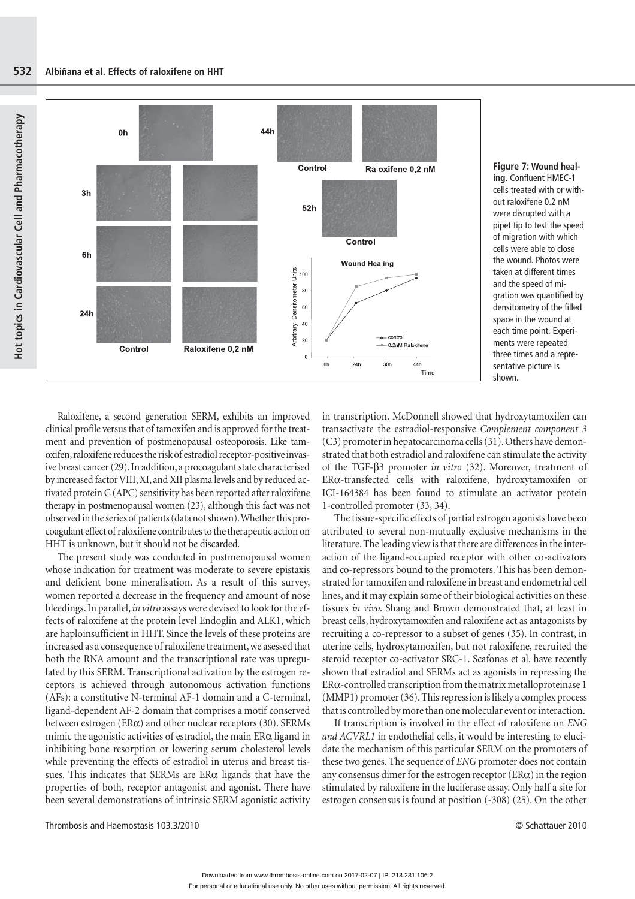**Figure 7: Wound healing.** Confluent HMEC-1 cells treated with or without raloxifene 0.2 nM were disrupted with a pipet tip to test the speed of migration with which cells were able to close the wound. Photos were taken at different times and the speed of migration was quantified by densitometry of the filled space in the wound at each time point. Experiments were repeated three times and a representative picture is shown.

Raloxifene, a second generation SERM, exhibits an improved clinical profile versus that of tamoxifen and is approved for the treatment and prevention of postmenopausal osteoporosis. Like tamoxifen, raloxifene reduces the risk of estradiol receptor-positive invasive breast cancer (29). In addition, a procoagulant state characterised by increased factor VIII, XI, and XII plasma levels and by reduced activated protein C (APC) sensitivity has been reported after raloxifene therapy in postmenopausal women (23), although this fact was not observed in the series of patients (data not shown). Whether this procoagulant effect of raloxifene contributes to the therapeutic action on HHT is unknown, but it should not be discarded.

The present study was conducted in postmenopausal women whose indication for treatment was moderate to severe epistaxis and deficient bone mineralisation. As a result of this survey, women reported a decrease in the frequency and amount of nose bleedings. In parallel, *in vitro* assays were devised to look for the effects of raloxifene at the protein level Endoglin and ALK1, which are haploinsufficient in HHT. Since the levels of these proteins are increased as a consequence of raloxifene treatment, we asessed that both the RNA amount and the transcriptional rate was upregulated by this SERM. Transcriptional activation by the estrogen receptors is achieved through autonomous activation functions (AFs): a constitutive N-terminal AF-1 domain and a C-terminal, ligand-dependent AF-2 domain that comprises a motif conserved between estrogen (ERα) and other nuclear receptors (30). SERMs mimic the agonistic activities of estradiol, the main ERα ligand in inhibiting bone resorption or lowering serum cholesterol levels while preventing the effects of estradiol in uterus and breast tissues. This indicates that SERMs are ERα ligands that have the properties of both, receptor antagonist and agonist. There have been several demonstrations of intrinsic SERM agonistic activity in transcription. McDonnell showed that hydroxytamoxifen can transactivate the estradiol-responsive *Complement component 3* (C3) promoter in hepatocarcinoma cells (31). Others have demonstrated that both estradiol and raloxifene can stimulate the activity of the TGF-β3 promoter *in vitro* (32). Moreover, treatment of ERα-transfected cells with raloxifene, hydroxytamoxifen or ICI-164384 has been found to stimulate an activator protein 1-controlled promoter (33, 34).

The tissue-specific effects of partial estrogen agonists have been attributed to several non-mutually exclusive mechanisms in the literature. The leading view is that there are differences in the interaction of the ligand-occupied receptor with other co-activators and co-repressors bound to the promoters. This has been demonstrated for tamoxifen and raloxifene in breast and endometrial cell lines, and it may explain some of their biological activities on these tissues *in vivo*. Shang and Brown demonstrated that, at least in breast cells, hydroxytamoxifen and raloxifene act as antagonists by recruiting a co-repressor to a subset of genes (35). In contrast, in uterine cells, hydroxytamoxifen, but not raloxifene, recruited the steroid receptor co-activator SRC-1. Scafonas et al. have recently shown that estradiol and SERMs act as agonists in repressing the ERα-controlled transcription from the matrix metalloproteinase 1 (MMP1) promoter (36). This repression is likely a complex process that is controlled by more than one molecular event or interaction.

If transcription is involved in the effect of raloxifene on *ENG and ACVRL1* in endothelial cells, it would be interesting to elucidate the mechanism of this particular SERM on the promoters of these two genes. The sequence of *ENG* promoter does not contain any consensus dimer for the estrogen receptor (ERα) in the region stimulated by raloxifene in the luciferase assay. Only half a site for estrogen consensus is found at position (-308) (25). On the other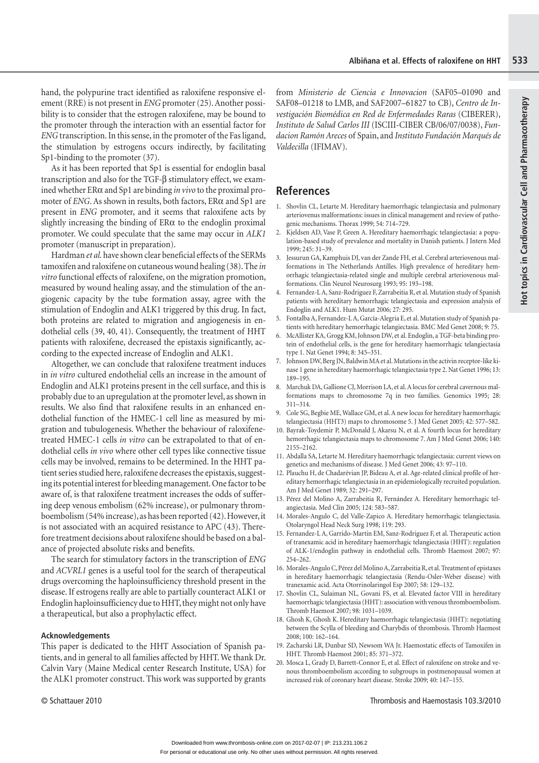hand, the polypurine tract identified as raloxifene responsive element (RRE) is not present in *ENG* promoter (25). Another possibility is to consider that the estrogen raloxifene, may be bound to the promoter through the interaction with an essential factor for *ENG* transcription. In this sense, in the promoter of the Fas ligand, the stimulation by estrogens occurs indirectly, by facilitating Sp1-binding to the promoter (37).

As it has been reported that Sp1 is essential for endoglin basal transcription and also for the TGF-β stimulatory effect, we examined whether ERα and Sp1 are binding *in vivo* to the proximal promoter of *ENG*. As shown in results, both factors, ERα and Sp1 are present in *ENG* promoter, and it seems that raloxifene acts by slightly increasing the binding of ERα to the endoglin proximal promoter. We could speculate that the same may occur in *ALK1* promoter (manuscript in preparation).

Hardman *et al.* have shown clear beneficial effects of the SERMs tamoxifen and raloxifene on cutaneous wound healing (38). The *in vitro* functional effects of raloxifene, on the migration promotion, measured by wound healing assay, and the stimulation of the angiogenic capacity by the tube formation assay, agree with the stimulation of Endoglin and ALK1 triggered by this drug. In fact, both proteins are related to migration and angiogenesis in endothelial cells (39, 40, 41). Consequently, the treatment of HHT patients with raloxifene, decreased the epistaxis significantly, according to the expected increase of Endoglin and ALK1.

Altogether, we can conclude that raloxifene treatment induces in *in vitro* cultured endothelial cells an increase in the amount of Endoglin and ALK1 proteins present in the cell surface, and this is probably due to an upregulation at the promoter level, as shown in results. We also find that raloxifene results in an enhanced endothelial function of the HMEC-1 cell line as measured by migration and tubulogenesis. Whether the behaviour of raloxifene-treated HMEC-1 cells *in vitro* can be extrapolated to that of endothelial cells *in vivo* where other cell types like connective tissue cells may be involved, remains to be determined. In the HHT patient series studied here, raloxifene decreases the epistaxis, suggesting its potential interest for bleeding management. One factor to be aware of, is that raloxifene treatment increases the odds of suffering deep venous embolism (62% increase), or pulmonary thromboembolism (54% increase), as has been reported (42). However, it is not associated with an acquired resistance to APC (43). Therefore treatment decisions about raloxifene should be based on a balance of projected absolute risks and benefits.

The search for stimulatory factors in the transcription of *ENG* and *ACVRL1* genes is a useful tool for the search of therapeutical drugs overcoming the haploinsufficiency threshold present in the disease. If estrogens really are able to partially counteract ALK1 or Endoglin haploinsufficiency due to HHT, they might not only have a therapeutical, but also a prophylactic effect.

#### Acknowledgements

This paper is dedicated to the HHT Association of Spanish patients, and in general to all families affected by HHT. We thank Dr. Calvin Vary (Maine Medical center Research Institute, USA) for the ALK1 promoter construct. This work was supported by grants from *Ministerio de Ciencia e Innovacion* (SAF05–01090 and SAF08–01218 to LMB, and SAF2007–61827 to CB), *Centro de Investigación Biomédica en Red de Enfermedades Raras* (CIBERER), *Instituto de Salud Carlos III* (ISCIII-CIBER CB/06/07/0038), *Fundacion Ramón Areces* of Spain, and *Instituto Fundación Marqués de Valdecilla* (IFIMAV).

## References

1. Shovlin CL, Letarte M. Hereditary haemorrhagic telangiectasia and pulmonary arteriovenus malformations: issues in clinical management and review of pathogenic mechanisms. Thorax 1999; 54: 714–729.
2. Kjeldsen AD, Vase P, Green A. Hereditary haemorrhagic telangiectasia: a population-based study of prevalence and mortality in Danish patients. J Intern Med 1999; 245: 31–39.
3. Jessurun GA, Kamphuis DJ, van der Zande FH, et al. Cerebral arteriovenous malformations in The Netherlands Antilles. High prevalence of hereditary hemorrhagic telangiectasia-related single and multiple cerebral arteriovenous malformations. Clin Neurol Neurosurg 1993; 95: 193–198.
4. Fernandez-L A, Sanz-Rodriguez F, Zarrabeitia R, et al. Mutation study of Spanish patients with hereditary hemorrhagic telangiectasia and expression analysis of Endoglin and ALK1. Hum Mutat 2006; 27: 295.
5. Fontalba A, Fernandez-L A, García-Alegria E, et al. Mutation study of Spanish patients with hereditary hemorrhagic telangiectasia. BMC Med Genet 2008; 9: 75.
6. McAllister KA, Grogg KM, Johnson DW, et al. Endoglin, a TGF-beta binding protein of endothelial cells, is the gene for hereditary haemorrhagic telangiectasia type 1. Nat Genet 1994; 8: 345–351.
7. Johnson DW, Berg JN, Baldwin MA et al. Mutations in the activin receptor-like kinase 1 gene in hereditary haemorrhagic telangiectasia type 2. Nat Genet 1996; 13: 189–195.
8. Marchuk DA, Gallione CJ, Morrison LA, et al. A locus for cerebral cavernous malformations maps to chromosome 7q in two families. Genomics 1995; 28: 311–314.
9. Cole SG, Begbie ME, Wallace GM, et al. A new locus for hereditary haemorrhagic telangiectasia (HHT3) maps to chromosome 5. J Med Genet 2005; 42: 577–582.
10. Bayrak-Toydemir P, McDonald J, Akarsu N, et al. A fourth locus for hereditary hemorrhagic telangiectasia maps to chromosome 7. Am J Med Genet 2006; 140: 2155–2162.
11. Abdalla SA, Letarte M. Hereditary haemorrhagic telangiectasia: current views on genetics and mechanisms of disease. J Med Genet 2006; 43: 97–110.
12. Plauchu H, de Chadarévian JP, Bideau A, et al. Age-related clinical profile of hereditary hemorrhagic telangiectasia in an epidemiologically recruited population. Am J Med Genet 1989; 32: 291–297.
13. Pérez del Molino A, Zarrabeitia R, Fernández A. Hereditary hemorrhagic telangiectasia. Med Clin 2005; 124: 583–587.
14. Morales-Angulo C, del Valle-Zapico A. Hereditary hemorrhagic telangiectasia. Otolaryngol Head Neck Surg 1998; 119: 293.
15. Fernandez-L A, Garrido-Martin EM, Sanz-Rodriguez F, et al. Therapeutic action of tranexamic acid in hereditary haemorrhagic telangiectasia (HHT): regulation of ALK-1/endoglin pathway in endothelial cells. Thromb Haemost 2007; 97: 254–262.
16. Morales-Angulo C, Pérez del Molino A, Zarrabeitia R, et al. Treatment of epistaxes in hereditary haemorrhagic telangiectasia (Rendu-Osler-Weber disease) with tranexamic acid. Acta Otorrinolaringol Esp 2007; 58: 129–132.
17. Shovlin CL, Sulaiman NL, Govani FS, et al. Elevated factor VIII in hereditary haemorrhagic telangiectasia (HHT): association with venous thromboembolism. Thromb Haemost 2007; 98: 1031–1039.
18. Ghosh K, Ghosh K. Hereditary haemorrhagic telangiectasia (HHT): negotiating between the Scylla of bleeding and Charybdis of thrombosis. Thromb Haemost 2008; 100: 162–164.
19. Zacharski LR, Dunbar SD, Newsom WA Jr. Haemostatic effects of Tamoxifen in HHT. Thromb Haemost 2001; 85: 371–372.
20. Mosca L, Grady D, Barrett-Connor E, et al. Effect of raloxifene on stroke and venous thromboembolism according to subgroups in postmenopausal women at increased risk of coronary heart disease. Stroke 2009; 40: 147–155.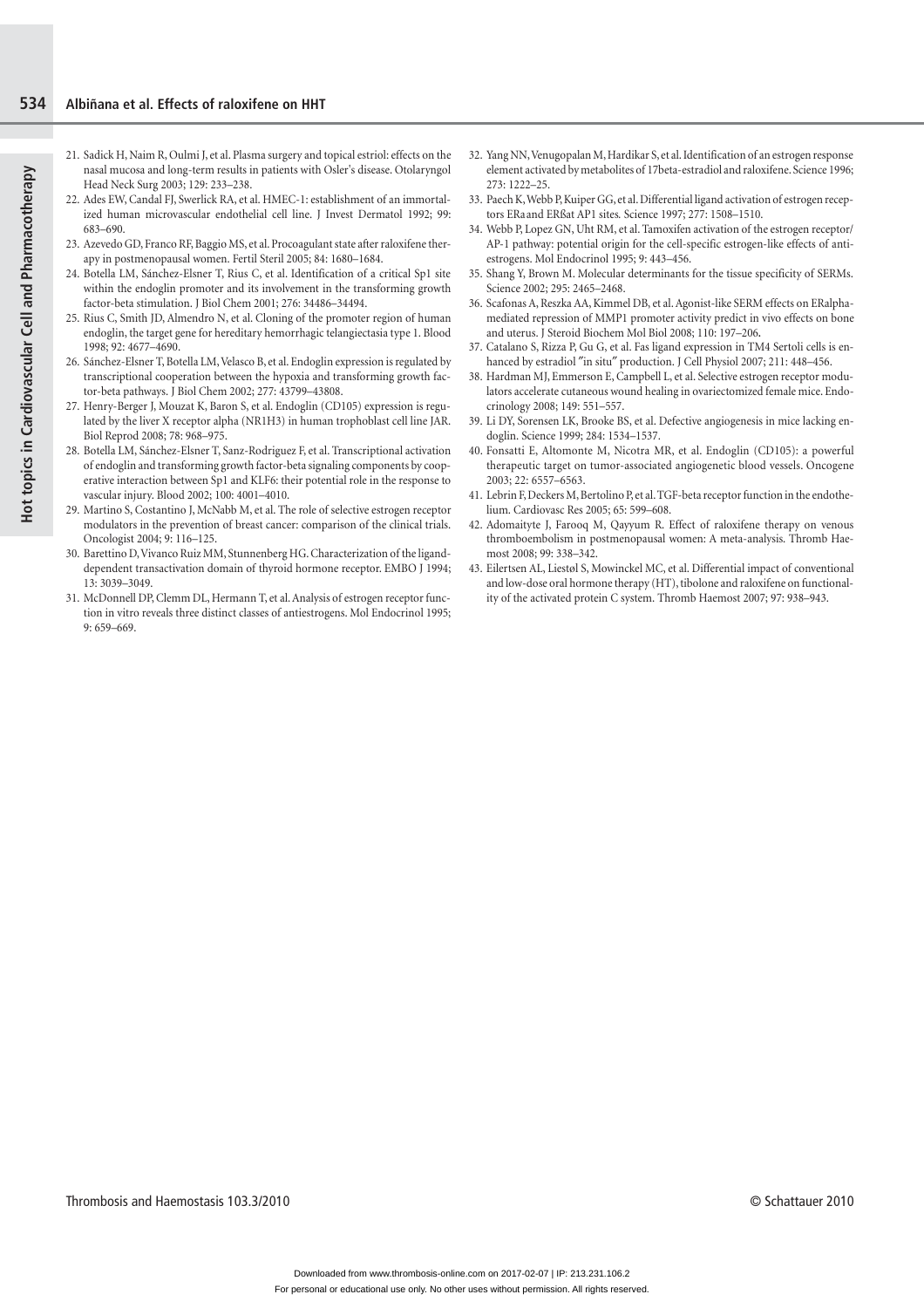21. Sadick H, Naim R, Oulmi J, et al. Plasma surgery and topical estriol: effects on the nasal mucosa and long-term results in patients with Osler's disease. Otolaryngol Head Neck Surg 2003; 129: 233–238.
22. Ades EW, Candal FJ, Swerlick RA, et al. HMEC-1: establishment of an immortalized human microvascular endothelial cell line. J Invest Dermatol 1992; 99: 683–690.
23. Azevedo GD, Franco RF, Baggio MS, et al. Procoagulant state after raloxifene therapy in postmenopausal women. Fertil Steril 2005; 84: 1680–1684.
24. Botella LM, Sánchez-Elsner T, Rius C, et al. Identification of a critical Sp1 site within the endoglin promoter and its involvement in the transforming growth factor-beta stimulation. J Biol Chem 2001; 276: 34486–34494.
25. Rius C, Smith JD, Almendro N, et al. Cloning of the promoter region of human endoglin, the target gene for hereditary hemorrhagic telangiectasia type 1. Blood 1998; 92: 4677–4690.
26. Sánchez-Elsner T, Botella LM, Velasco B, et al. Endoglin expression is regulated by transcriptional cooperation between the hypoxia and transforming growth factor-beta pathways. J Biol Chem 2002; 277: 43799–43808.
27. Henry-Berger J, Mouzat K, Baron S, et al. Endoglin (CD105) expression is regulated by the liver X receptor alpha (NR1H3) in human trophoblast cell line JAR. Biol Reprod 2008; 78: 968–975.
28. Botella LM, Sánchez-Elsner T, Sanz-Rodriguez F, et al. Transcriptional activation of endoglin and transforming growth factor-beta signaling components by cooperative interaction between Sp1 and KLF6: their potential role in the response to vascular injury. Blood 2002; 100: 4001–4010.
29. Martino S, Costantino J, McNabb M, et al. The role of selective estrogen receptor modulators in the prevention of breast cancer: comparison of the clinical trials. Oncologist 2004; 9: 116–125.
30. Barettino D, Vivanco Ruiz MM, Stunnenberg HG. Characterization of the ligand-dependent transactivation domain of thyroid hormone receptor. EMBO J 1994; 13: 3039–3049.
31. McDonnell DP, Clemm DL, Hermann T, et al. Analysis of estrogen receptor function in vitro reveals three distinct classes of antiestrogens. Mol Endocrinol 1995; 9: 659–669.
32. Yang NN, Venugopalan M, Hardikar S, et al. Identification of an estrogen response element activated by metabolites of 17beta-estradiol and raloxifene. Science 1996; 273: 1222–25.
33. Paech K, Webb P, Kuiper GG, et al. Differential ligand activation of estrogen receptors ERa and ERßat AP1 sites. Science 1997; 277: 1508–1510.
34. Webb P, Lopez GN, Uht RM, et al. Tamoxifen activation of the estrogen receptor/AP-1 pathway: potential origin for the cell-specific estrogen-like effects of antiestrogens. Mol Endocrinol 1995; 9: 443–456.
35. Shang Y, Brown M. Molecular determinants for the tissue specificity of SERMs. Science 2002; 295: 2465–2468.
36. Scafonas A, Reszka AA, Kimmel DB, et al. Agonist-like SERM effects on ERalpha-mediated repression of MMP1 promoter activity predict in vivo effects on bone and uterus. J Steroid Biochem Mol Biol 2008; 110: 197–206.
37. Catalano S, Rizza P, Gu G, et al. Fas ligand expression in TM4 Sertoli cells is enhanced by estradiol "in situ" production. J Cell Physiol 2007; 211: 448–456.
38. Hardman MJ, Emmerson E, Campbell L, et al. Selective estrogen receptor modulators accelerate cutaneous wound healing in ovariectomized female mice. Endocrinology 2008; 149: 551–557.
39. Li DY, Sorensen LK, Brooke BS, et al. Defective angiogenesis in mice lacking endoglin. Science 1999; 284: 1534–1537.
40. Fonsatti E, Altomonte M, Nicotra MR, et al. Endoglin (CD105): a powerful therapeutic target on tumor-associated angiogenetic blood vessels. Oncogene 2003; 22: 6557–6563.
41. Lebrin F, Deckers M, Bertolino P, et al. TGF-beta receptor function in the endothelium. Cardiovasc Res 2005; 65: 599–608.
42. Adomaityte J, Farooq M, Qayyum R. Effect of raloxifene therapy on venous thromboembolism in postmenopausal women: A meta-analysis. Thromb Haemost 2008; 99: 338–342.
43. Eilertsen AL, Liestøl S, Mowinckel MC, et al. Differential impact of conventional and low-dose oral hormone therapy (HT), tibolone and raloxifene on functionality of the activated protein C system. Thromb Haemost 2007; 97: 938–943.